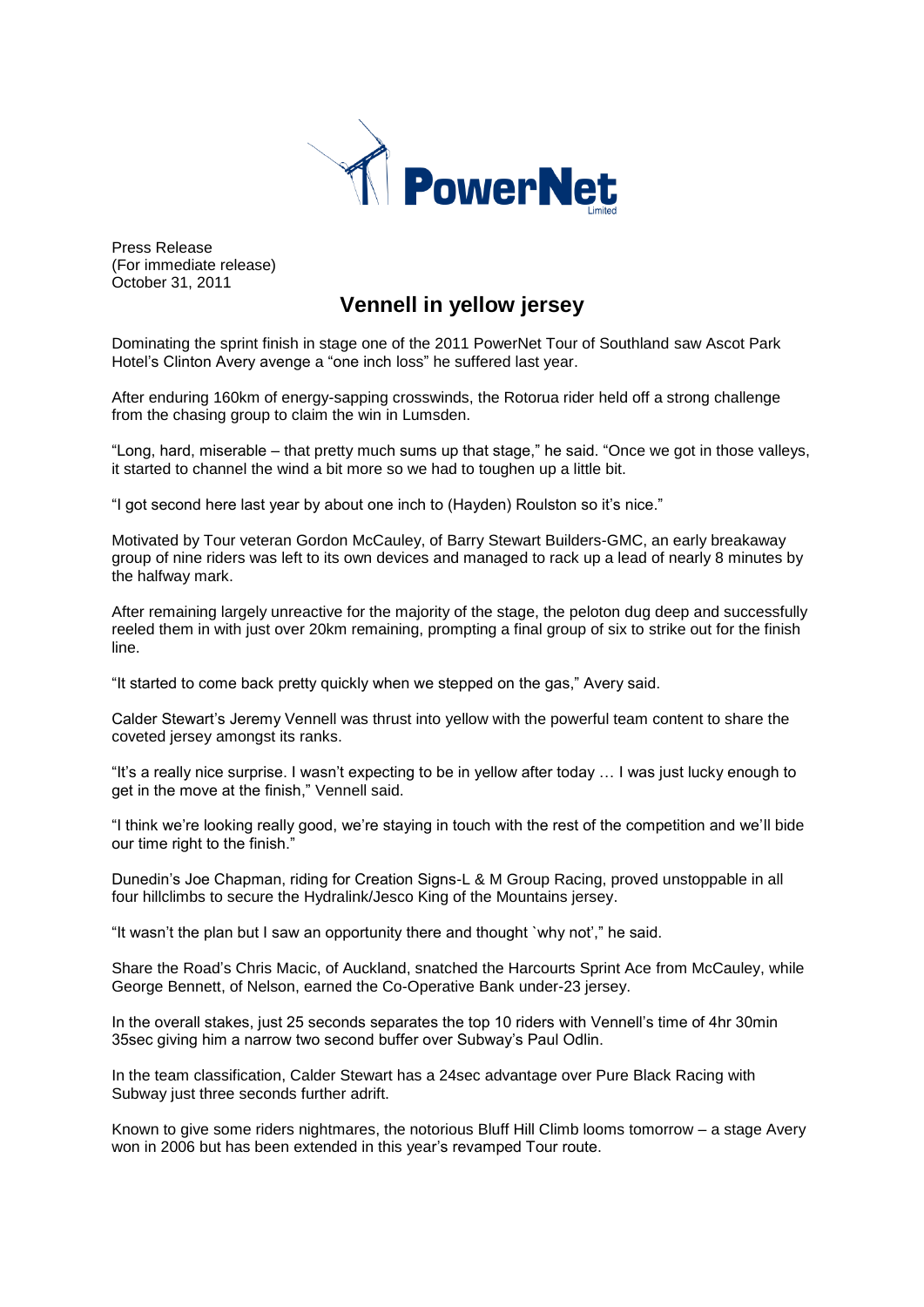Press Release
(For immediate release)
October 31, 2011

# Vennell in yellow jersey

Dominating the sprint finish in stage one of the 2011 PowerNet Tour of Southland saw Ascot Park Hotel's Clinton Avery avenge a "one inch loss" he suffered last year.

After enduring 160km of energy-sapping crosswinds, the Rotorua rider held off a strong challenge from the chasing group to claim the win in Lumsden.

"Long, hard, miserable – that pretty much sums up that stage," he said. "Once we got in those valleys, it started to channel the wind a bit more so we had to toughen up a little bit.

"I got second here last year by about one inch to (Hayden) Roulston so it's nice."

Motivated by Tour veteran Gordon McCauley, of Barry Stewart Builders-GMC, an early breakaway group of nine riders was left to its own devices and managed to rack up a lead of nearly 8 minutes by the halfway mark.

After remaining largely unreactive for the majority of the stage, the peloton dug deep and successfully reeled them in with just over 20km remaining, prompting a final group of six to strike out for the finish line.

"It started to come back pretty quickly when we stepped on the gas," Avery said.

Calder Stewart's Jeremy Vennell was thrust into yellow with the powerful team content to share the coveted jersey amongst its ranks.

"It's a really nice surprise. I wasn't expecting to be in yellow after today … I was just lucky enough to get in the move at the finish," Vennell said.

"I think we're looking really good, we're staying in touch with the rest of the competition and we'll bide our time right to the finish."

Dunedin's Joe Chapman, riding for Creation Signs-L & M Group Racing, proved unstoppable in all four hillclimbs to secure the Hydralink/Jesco King of the Mountains jersey.

"It wasn't the plan but I saw an opportunity there and thought `why not'," he said.

Share the Road's Chris Macic, of Auckland, snatched the Harcourts Sprint Ace from McCauley, while George Bennett, of Nelson, earned the Co-Operative Bank under-23 jersey.

In the overall stakes, just 25 seconds separates the top 10 riders with Vennell's time of 4hr 30min 35sec giving him a narrow two second buffer over Subway's Paul Odlin.

In the team classification, Calder Stewart has a 24sec advantage over Pure Black Racing with Subway just three seconds further adrift.

Known to give some riders nightmares, the notorious Bluff Hill Climb looms tomorrow – a stage Avery won in 2006 but has been extended in this year's revamped Tour route.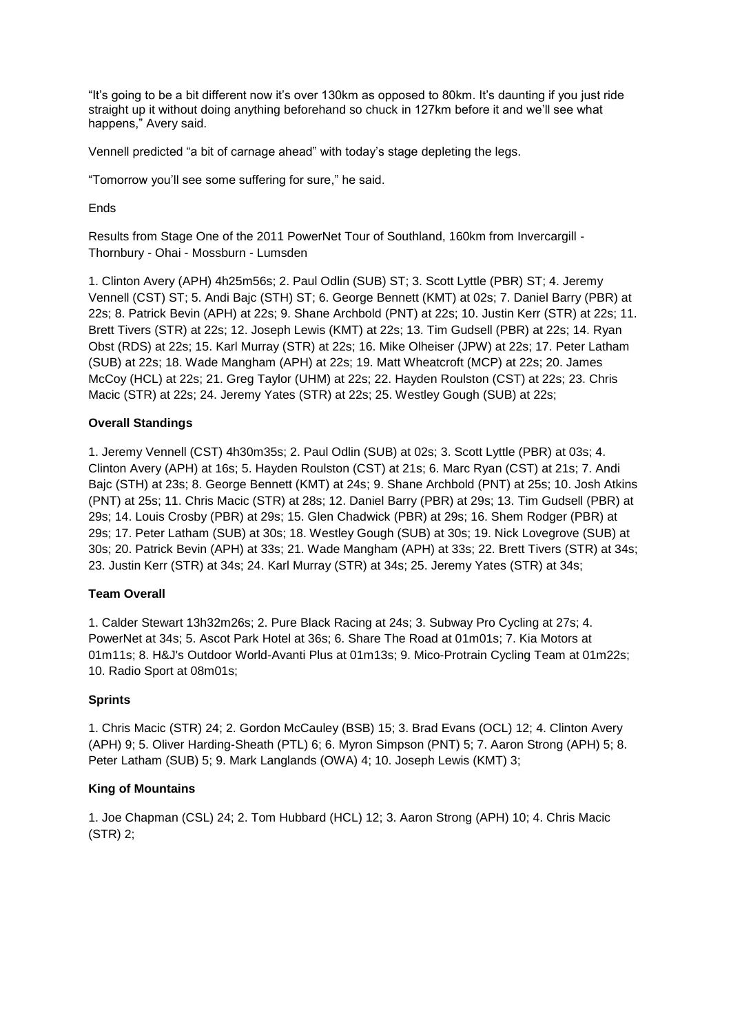"It's going to be a bit different now it's over 130km as opposed to 80km. It's daunting if you just ride straight up it without doing anything beforehand so chuck in 127km before it and we'll see what happens," Avery said.

Vennell predicted "a bit of carnage ahead" with today's stage depleting the legs.

"Tomorrow you'll see some suffering for sure," he said.

Ends

Results from Stage One of the 2011 PowerNet Tour of Southland, 160km from Invercargill - Thornbury - Ohai - Mossburn - Lumsden

1. Clinton Avery (APH) 4h25m56s; 2. Paul Odlin (SUB) ST; 3. Scott Lyttle (PBR) ST; 4. Jeremy Vennell (CST) ST; 5. Andi Bajc (STH) ST; 6. George Bennett (KMT) at 02s; 7. Daniel Barry (PBR) at 22s; 8. Patrick Bevin (APH) at 22s; 9. Shane Archbold (PNT) at 22s; 10. Justin Kerr (STR) at 22s; 11. Brett Tivers (STR) at 22s; 12. Joseph Lewis (KMT) at 22s; 13. Tim Gudsell (PBR) at 22s; 14. Ryan Obst (RDS) at 22s; 15. Karl Murray (STR) at 22s; 16. Mike Olheiser (JPW) at 22s; 17. Peter Latham (SUB) at 22s; 18. Wade Mangham (APH) at 22s; 19. Matt Wheatcroft (MCP) at 22s; 20. James McCoy (HCL) at 22s; 21. Greg Taylor (UHM) at 22s; 22. Hayden Roulston (CST) at 22s; 23. Chris Macic (STR) at 22s; 24. Jeremy Yates (STR) at 22s; 25. Westley Gough (SUB) at 22s;

**Overall Standings**

1. Jeremy Vennell (CST) 4h30m35s; 2. Paul Odlin (SUB) at 02s; 3. Scott Lyttle (PBR) at 03s; 4. Clinton Avery (APH) at 16s; 5. Hayden Roulston (CST) at 21s; 6. Marc Ryan (CST) at 21s; 7. Andi Bajc (STH) at 23s; 8. George Bennett (KMT) at 24s; 9. Shane Archbold (PNT) at 25s; 10. Josh Atkins (PNT) at 25s; 11. Chris Macic (STR) at 28s; 12. Daniel Barry (PBR) at 29s; 13. Tim Gudsell (PBR) at 29s; 14. Louis Crosby (PBR) at 29s; 15. Glen Chadwick (PBR) at 29s; 16. Shem Rodger (PBR) at 29s; 17. Peter Latham (SUB) at 30s; 18. Westley Gough (SUB) at 30s; 19. Nick Lovegrove (SUB) at 30s; 20. Patrick Bevin (APH) at 33s; 21. Wade Mangham (APH) at 33s; 22. Brett Tivers (STR) at 34s; 23. Justin Kerr (STR) at 34s; 24. Karl Murray (STR) at 34s; 25. Jeremy Yates (STR) at 34s;

**Team Overall**

1. Calder Stewart 13h32m26s; 2. Pure Black Racing at 24s; 3. Subway Pro Cycling at 27s; 4. PowerNet at 34s; 5. Ascot Park Hotel at 36s; 6. Share The Road at 01m01s; 7. Kia Motors at 01m11s; 8. H&J's Outdoor World-Avanti Plus at 01m13s; 9. Mico-Protrain Cycling Team at 01m22s; 10. Radio Sport at 08m01s;

**Sprints**

1. Chris Macic (STR) 24; 2. Gordon McCauley (BSB) 15; 3. Brad Evans (OCL) 12; 4. Clinton Avery (APH) 9; 5. Oliver Harding-Sheath (PTL) 6; 6. Myron Simpson (PNT) 5; 7. Aaron Strong (APH) 5; 8. Peter Latham (SUB) 5; 9. Mark Langlands (OWA) 4; 10. Joseph Lewis (KMT) 3;

**King of Mountains**

1. Joe Chapman (CSL) 24; 2. Tom Hubbard (HCL) 12; 3. Aaron Strong (APH) 10; 4. Chris Macic (STR) 2;